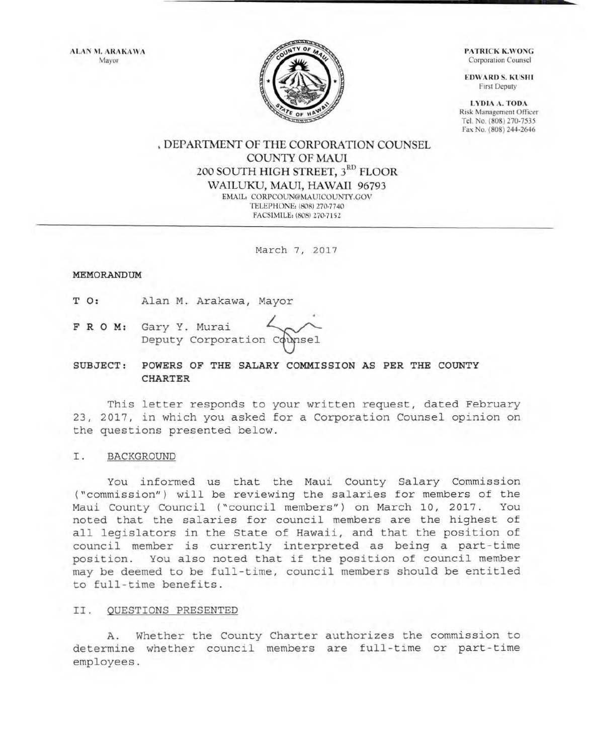ALAN M. ARAKAWA
Mayor

PATRICK K.WONG
Corporation Counsel

EDWARD S. KUSHI
First Deputy

LYDIA A. TODA
Risk Management Officer
Tel. No. (808) 270-7535
Fax No. (808) 244-2646

DEPARTMENT OF THE CORPORATION COUNSEL
COUNTY OF MAUI
200 SOUTH HIGH STREET, 3RD FLOOR
WAILUKU, MAUI, HAWAII 96793
EMAIL: CORPCOUN@MAUICOUNTY.GOV
TELEPHONE: (808) 270-7740
FACSIMILE: (808) 270-7152

March 7, 2017

**MEMORANDUM**

**T O:** Alan M. Arakawa, Mayor

**F R O M:** Gary Y. Murai
Deputy Corporation Counsel

**SUBJECT: POWERS OF THE SALARY COMMISSION AS PER THE COUNTY CHARTER**

This letter responds to your written request, dated February 23, 2017, in which you asked for a Corporation Counsel opinion on the questions presented below.

## I. BACKGROUND

You informed us that the Maui County Salary Commission ("commission") will be reviewing the salaries for members of the Maui County Council ("council members") on March 10, 2017. You noted that the salaries for council members are the highest of all legislators in the State of Hawaii, and that the position of council member is currently interpreted as being a part-time position. You also noted that if the position of council member may be deemed to be full-time, council members should be entitled to full-time benefits.

## II. QUESTIONS PRESENTED

A. Whether the County Charter authorizes the commission to determine whether council members are full-time or part-time employees.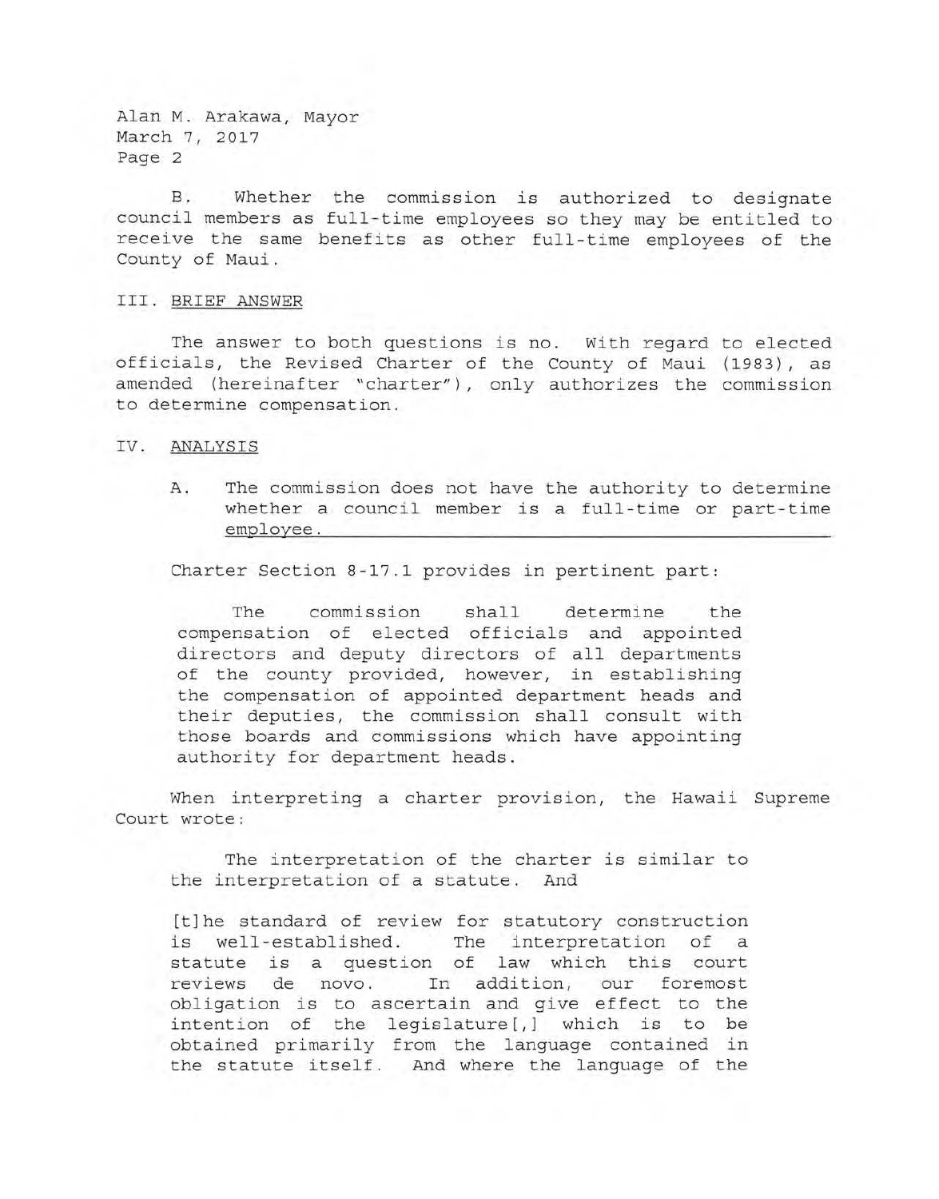B. Whether the commission is authorized to designate council members as full-time employees so they may be entitled to receive the same benefits as other full-time employees of the County of Maui.

## III. BRIEF ANSWER

The answer to both questions is no. With regard to elected officials, the Revised Charter of the County of Maui (1983), as amended (hereinafter "charter"), only authorizes the commission to determine compensation.

## IV. ANALYSIS

### A. The commission does not have the authority to determine whether a council member is a full-time or part-time employee.

Charter Section 8-17.1 provides in pertinent part:

> The commission shall determine the compensation of elected officials and appointed directors and deputy directors of all departments of the county provided, however, in establishing the compensation of appointed department heads and their deputies, the commission shall consult with those boards and commissions which have appointing authority for department heads.

When interpreting a charter provision, the Hawaii Supreme Court wrote:

> The interpretation of the charter is similar to the interpretation of a statute. And
>
> [t]he standard of review for statutory construction is well-established. The interpretation of a statute is a question of law which this court reviews de novo. In addition, our foremost obligation is to ascertain and give effect to the intention of the legislature[,] which is to be obtained primarily from the language contained in the statute itself. And where the language of the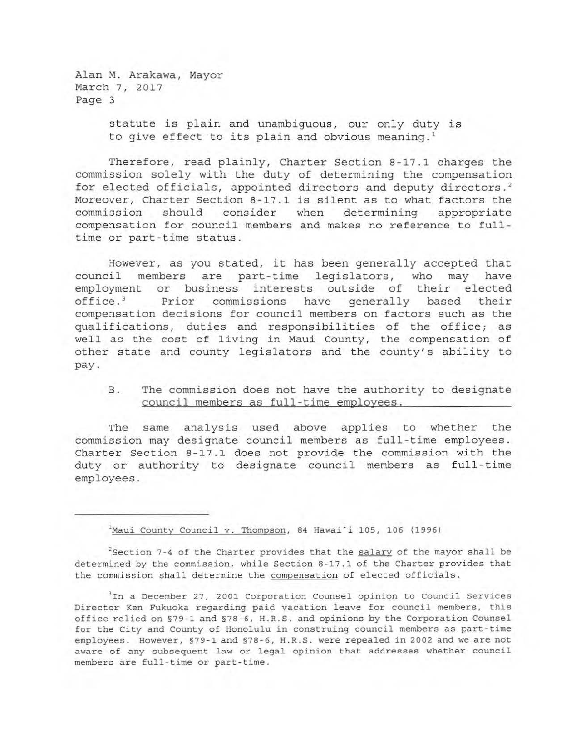statute is plain and unambiguous, our only duty is to give effect to its plain and obvious meaning.[1]

Therefore, read plainly, Charter Section 8-17.1 charges the commission solely with the duty of determining the compensation for elected officials, appointed directors and deputy directors.[2] Moreover, Charter Section 8-17.1 is silent as to what factors the commission should consider when determining appropriate compensation for council members and makes no reference to full-time or part-time status.

However, as you stated, it has been generally accepted that council members are part-time legislators, who may have employment or business interests outside of their elected office.[3] Prior commissions have generally based their compensation decisions for council members on factors such as the qualifications, duties and responsibilities of the office; as well as the cost of living in Maui County, the compensation of other state and county legislators and the county's ability to pay.

B. <u>The commission does not have the authority to designate council members as full-time employees.</u>

The same analysis used above applies to whether the commission may designate council members as full-time employees. Charter Section 8-17.1 does not provide the commission with the duty or authority to designate council members as full-time employees.

---

[1] <u>Maui County Council v. Thompson</u>, 84 Hawai`i 105, 106 (1996)

[2] Section 7-4 of the Charter provides that the <u>salary</u> of the mayor shall be determined by the commission, while Section 8-17.1 of the Charter provides that the commission shall determine the <u>compensation</u> of elected officials.

[3] In a December 27, 2001 Corporation Counsel opinion to Council Services Director Ken Fukuoka regarding paid vacation leave for council members, this office relied on §79-1 and §78-6, H.R.S. and opinions by the Corporation Counsel for the City and County of Honolulu in construing council members as part-time employees. However, §79-1 and §78-6, H.R.S. were repealed in 2002 and we are not aware of any subsequent law or legal opinion that addresses whether council members are full-time or part-time.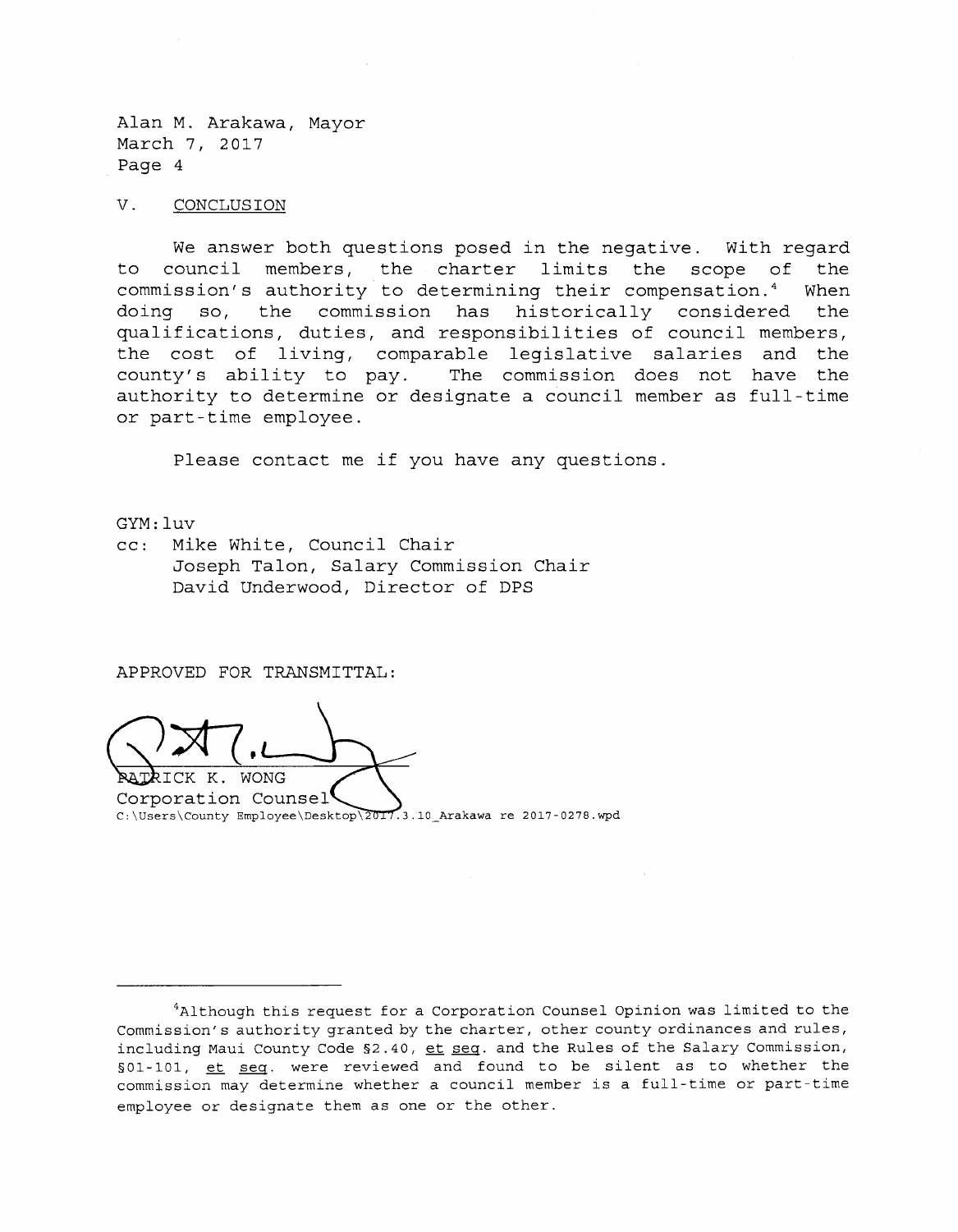Alan M. Arakawa, Mayor
March 7, 2017

## V. CONCLUSION

We answer both questions posed in the negative. With regard to council members, the charter limits the scope of the commission's authority to determining their compensation.[4] When doing so, the commission has historically considered the qualifications, duties, and responsibilities of council members, the cost of living, comparable legislative salaries and the county's ability to pay. The commission does not have the authority to determine or designate a council member as full-time or part-time employee.

Please contact me if you have any questions.

GYM:luv

cc: Mike White, Council Chair
Joseph Talon, Salary Commission Chair
David Underwood, Director of DPS

APPROVED FOR TRANSMITTAL:

PATRICK K. WONG
Corporation Counsel

C:\Users\County Employee\Desktop\2017.3.10_Arakawa re 2017-0278.wpd

---

[4]Although this request for a Corporation Counsel Opinion was limited to the Commission's authority granted by the charter, other county ordinances and rules, including Maui County Code §2.40, et seq. and the Rules of the Salary Commission, §01-101, et seq. were reviewed and found to be silent as to whether the commission may determine whether a council member is a full-time or part-time employee or designate them as one or the other.